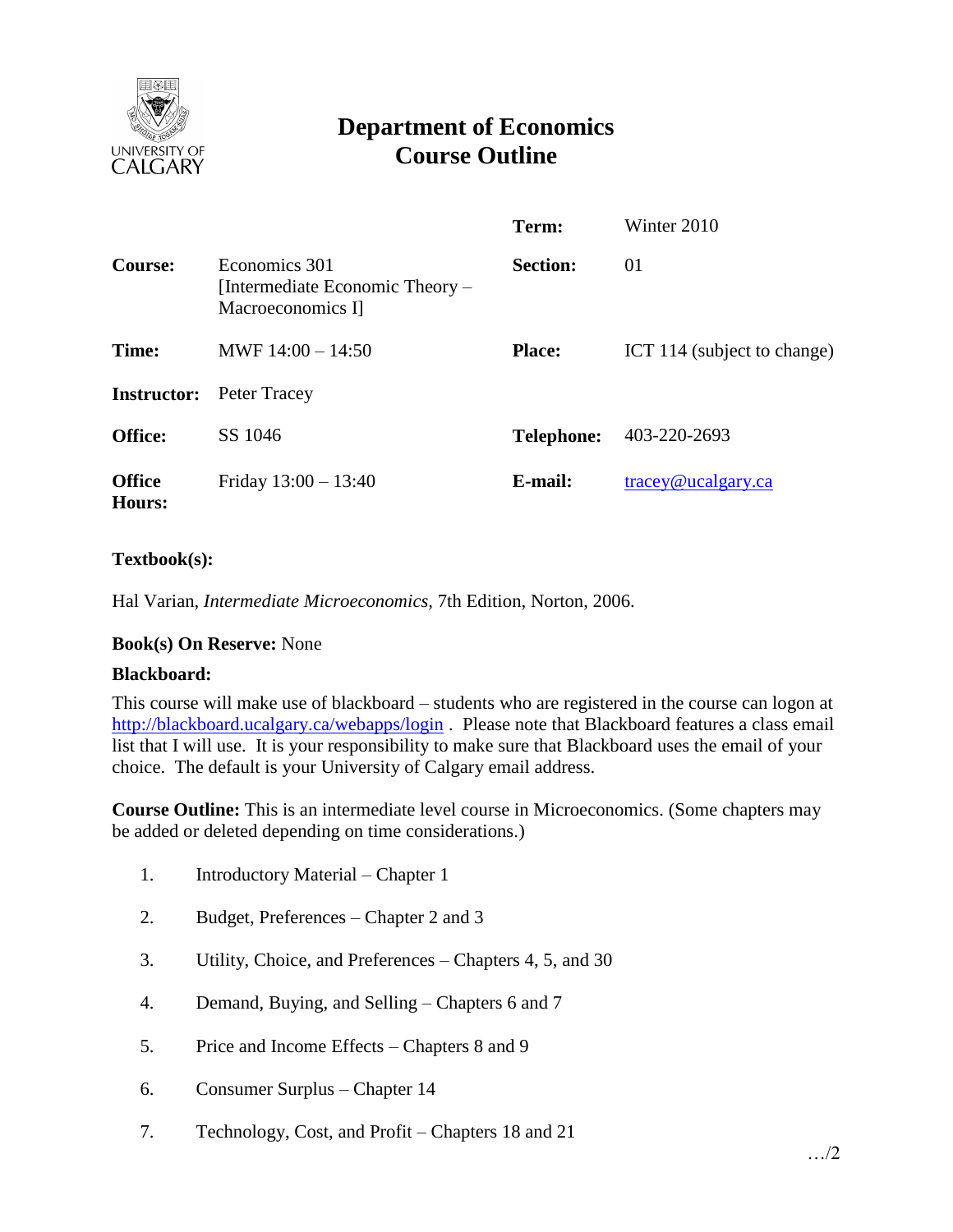UNIVERSITY OF CALGARY

# Department of Economics
# Course Outline

| | | | |
|---|---|---|---|
| | | **Term:** | Winter 2010 |
| **Course:** | Economics 301 [Intermediate Economic Theory – Macroeconomics I] | **Section:** | 01 |
| **Time:** | MWF 14:00 – 14:50 | **Place:** | ICT 114 (subject to change) |
| **Instructor:** | Peter Tracey | | |
| **Office:** | SS 1046 | **Telephone:** | 403-220-2693 |
| **Office Hours:** | Friday 13:00 – 13:40 | **E-mail:** | tracey@ucalgary.ca |

**Textbook(s):**

Hal Varian, *Intermediate Microeconomics*, 7th Edition, Norton, 2006.

**Book(s) On Reserve:** None

**Blackboard:**

This course will make use of blackboard – students who are registered in the course can logon at http://blackboard.ucalgary.ca/webapps/login . Please note that Blackboard features a class email list that I will use. It is your responsibility to make sure that Blackboard uses the email of your choice. The default is your University of Calgary email address.

**Course Outline:** This is an intermediate level course in Microeconomics. (Some chapters may be added or deleted depending on time considerations.)

1. Introductory Material – Chapter 1
2. Budget, Preferences – Chapter 2 and 3
3. Utility, Choice, and Preferences – Chapters 4, 5, and 30
4. Demand, Buying, and Selling – Chapters 6 and 7
5. Price and Income Effects – Chapters 8 and 9
6. Consumer Surplus – Chapter 14
7. Technology, Cost, and Profit – Chapters 18 and 21

…/2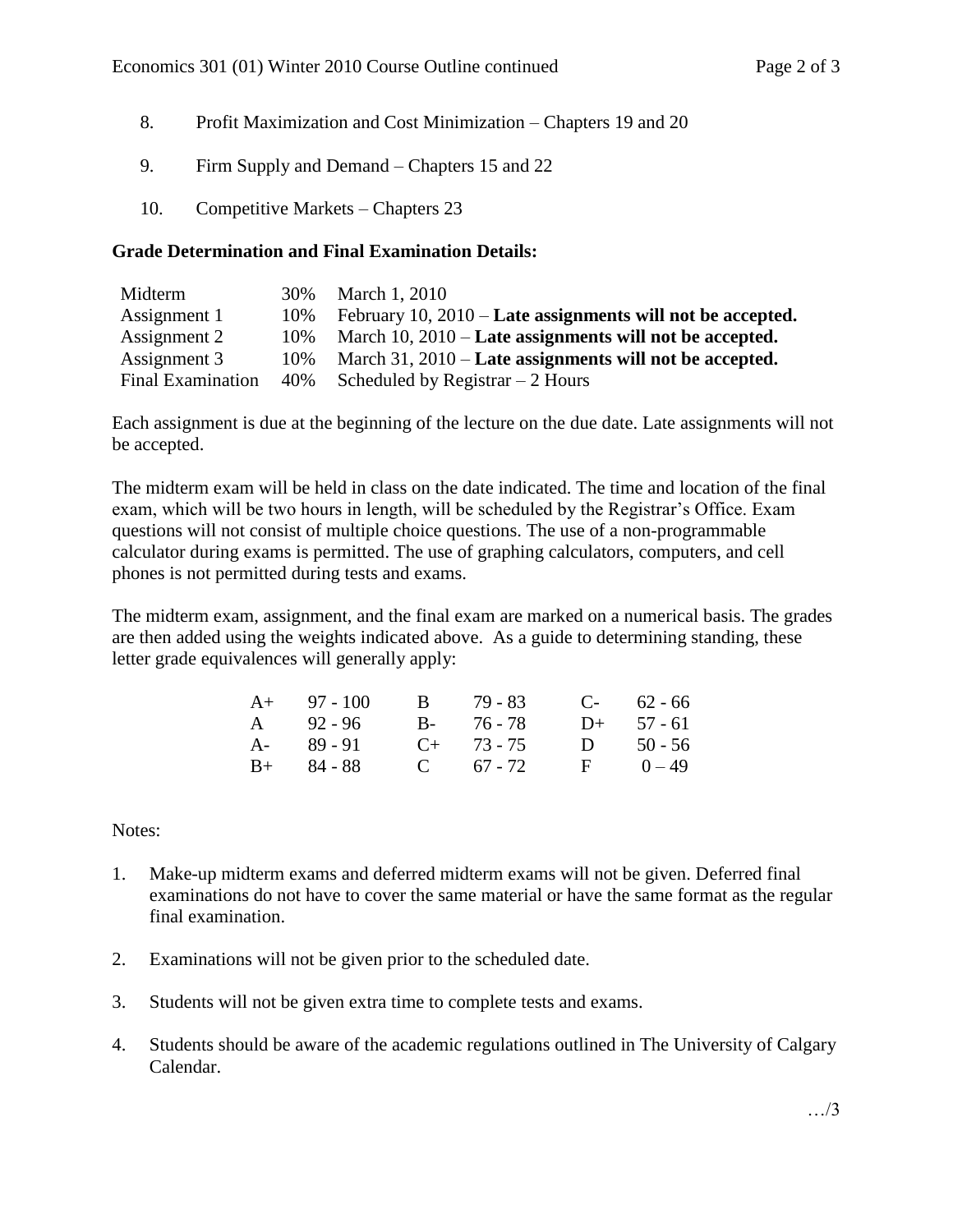8. Profit Maximization and Cost Minimization – Chapters 19 and 20

9. Firm Supply and Demand – Chapters 15 and 22

10. Competitive Markets – Chapters 23

**Grade Determination and Final Examination Details:**

| | | |
|---|---|---|
| Midterm | 30% | March 1, 2010 |
| Assignment 1 | 10% | February 10, 2010 – **Late assignments will not be accepted.** |
| Assignment 2 | 10% | March 10, 2010 – **Late assignments will not be accepted.** |
| Assignment 3 | 10% | March 31, 2010 – **Late assignments will not be accepted.** |
| Final Examination | 40% | Scheduled by Registrar – 2 Hours |

Each assignment is due at the beginning of the lecture on the due date. Late assignments will not be accepted.

The midterm exam will be held in class on the date indicated. The time and location of the final exam, which will be two hours in length, will be scheduled by the Registrar's Office. Exam questions will not consist of multiple choice questions. The use of a non-programmable calculator during exams is permitted. The use of graphing calculators, computers, and cell phones is not permitted during tests and exams.

The midterm exam, assignment, and the final exam are marked on a numerical basis. The grades are then added using the weights indicated above. As a guide to determining standing, these letter grade equivalences will generally apply:

| | | | | | |
|---|---|---|---|---|---|
| A+ | 97 - 100 | B | 79 - 83 | C- | 62 - 66 |
| A | 92 - 96 | B- | 76 - 78 | D+ | 57 - 61 |
| A- | 89 - 91 | C+ | 73 - 75 | D | 50 - 56 |
| B+ | 84 - 88 | C | 67 - 72 | F | 0 – 49 |

Notes:

1. Make-up midterm exams and deferred midterm exams will not be given. Deferred final examinations do not have to cover the same material or have the same format as the regular final examination.

2. Examinations will not be given prior to the scheduled date.

3. Students will not be given extra time to complete tests and exams.

4. Students should be aware of the academic regulations outlined in The University of Calgary Calendar.

…/3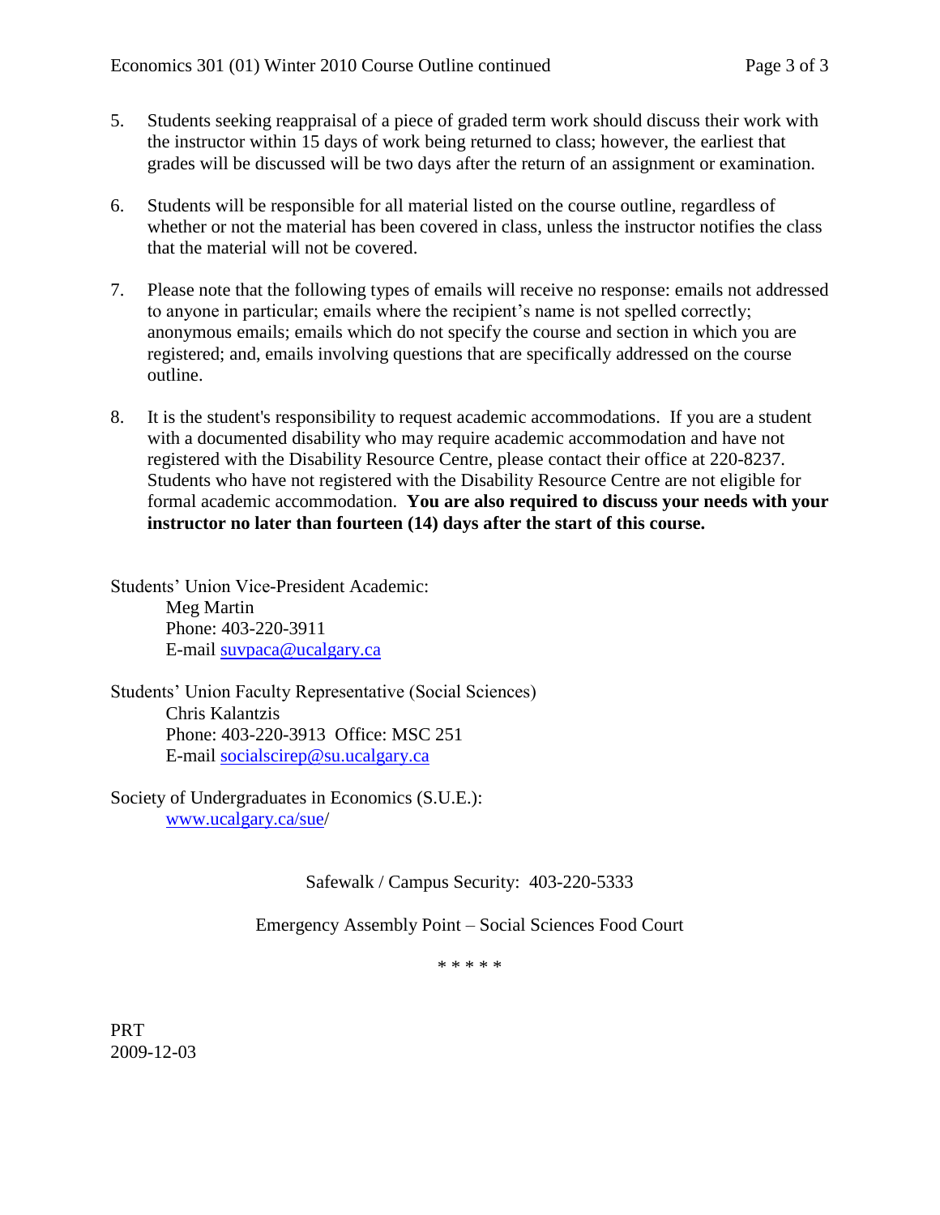5. Students seeking reappraisal of a piece of graded term work should discuss their work with the instructor within 15 days of work being returned to class; however, the earliest that grades will be discussed will be two days after the return of an assignment or examination.

6. Students will be responsible for all material listed on the course outline, regardless of whether or not the material has been covered in class, unless the instructor notifies the class that the material will not be covered.

7. Please note that the following types of emails will receive no response: emails not addressed to anyone in particular; emails where the recipient's name is not spelled correctly; anonymous emails; emails which do not specify the course and section in which you are registered; and, emails involving questions that are specifically addressed on the course outline.

8. It is the student's responsibility to request academic accommodations. If you are a student with a documented disability who may require academic accommodation and have not registered with the Disability Resource Centre, please contact their office at 220-8237. Students who have not registered with the Disability Resource Centre are not eligible for formal academic accommodation. **You are also required to discuss your needs with your instructor no later than fourteen (14) days after the start of this course.**

Students' Union Vice-President Academic:
Meg Martin
Phone: 403-220-3911
E-mail suvpaca@ucalgary.ca

Students' Union Faculty Representative (Social Sciences)
Chris Kalantzis
Phone: 403-220-3913 Office: MSC 251
E-mail socialscirep@su.ucalgary.ca

Society of Undergraduates in Economics (S.U.E.):
www.ucalgary.ca/sue/

Safewalk / Campus Security: 403-220-5333

Emergency Assembly Point – Social Sciences Food Court

* * * * *

PRT
2009-12-03